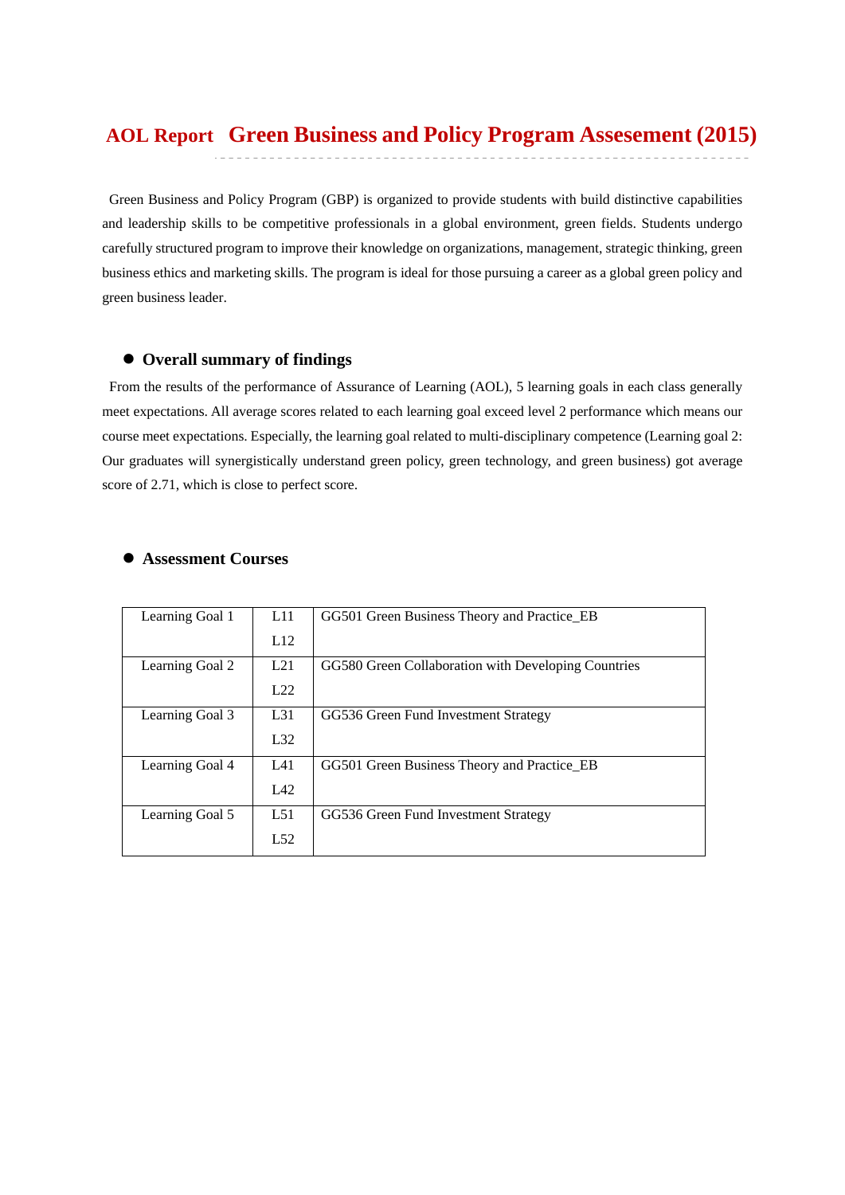# AOL Report Green Business and Policy Program Assesement (2015)

Green Business and Policy Program (GBP) is organized to provide students with build distinctive capabilities and leadership skills to be competitive professionals in a global environment, green fields. Students undergo carefully structured program to improve their knowledge on organizations, management, strategic thinking, green business ethics and marketing skills. The program is ideal for those pursuing a career as a global green policy and green business leader.

## Overall summary of findings

From the results of the performance of Assurance of Learning (AOL), 5 learning goals in each class generally meet expectations. All average scores related to each learning goal exceed level 2 performance which means our course meet expectations. Especially, the learning goal related to multi-disciplinary competence (Learning goal 2: Our graduates will synergistically understand green policy, green technology, and green business) got average score of 2.71, which is close to perfect score.

## Assessment Courses

| | | |
|---|---|---|
| Learning Goal 1 | L11<br>L12 | GG501 Green Business Theory and Practice_EB |
| Learning Goal 2 | L21<br>L22 | GG580 Green Collaboration with Developing Countries |
| Learning Goal 3 | L31<br>L32 | GG536 Green Fund Investment Strategy |
| Learning Goal 4 | L41<br>L42 | GG501 Green Business Theory and Practice_EB |
| Learning Goal 5 | L51<br>L52 | GG536 Green Fund Investment Strategy |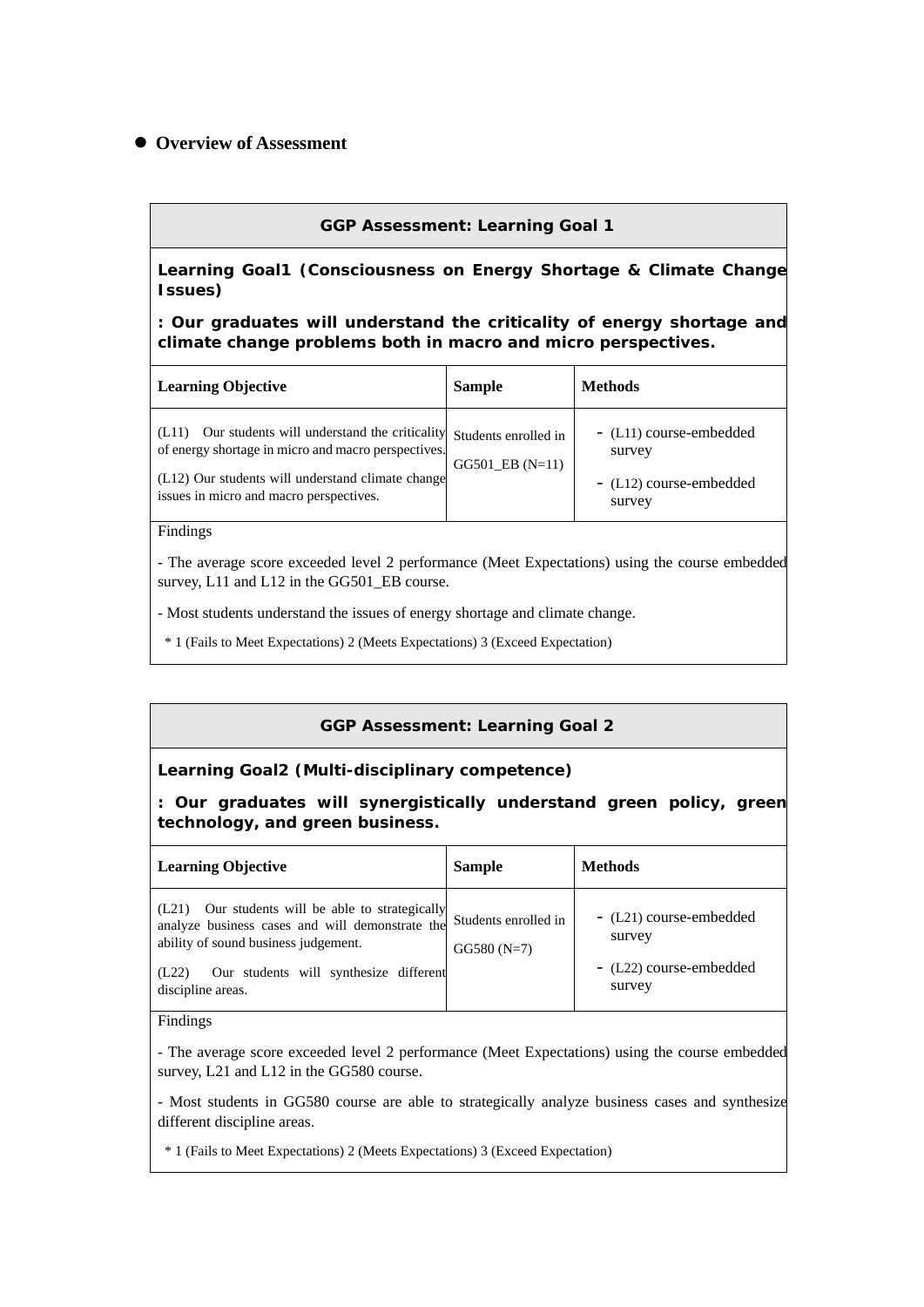- **Overview of Assessment**

| **GGP Assessment: Learning Goal 1** | | |
|---|---|---|
| **Learning Goal1 (Consciousness on Energy Shortage & Climate Change Issues)**<br>**: Our graduates will understand the criticality of energy shortage and climate change problems both in macro and micro perspectives.** | | |
| **Learning Objective** | **Sample** | **Methods** |
| (L11) Our students will understand the criticality of energy shortage in micro and macro perspectives.<br>(L12) Our students will understand climate change issues in micro and macro perspectives. | Students enrolled in GG501_EB (N=11) | - (L11) course-embedded survey<br>- (L12) course-embedded survey |
| Findings<br>- The average score exceeded level 2 performance (Meet Expectations) using the course embedded survey, L11 and L12 in the GG501_EB course.<br>- Most students understand the issues of energy shortage and climate change.<br>* 1 (Fails to Meet Expectations) 2 (Meets Expectations) 3 (Exceed Expectation) | | |

| **GGP Assessment: Learning Goal 2** | | |
|---|---|---|
| **Learning Goal2 (Multi-disciplinary competence)**<br>**: Our graduates will synergistically understand green policy, green technology, and green business.** | | |
| **Learning Objective** | **Sample** | **Methods** |
| (L21) Our students will be able to strategically analyze business cases and will demonstrate the ability of sound business judgement.<br>(L22) Our students will synthesize different discipline areas. | Students enrolled in GG580 (N=7) | - (L21) course-embedded survey<br>- (L22) course-embedded survey |
| Findings<br>- The average score exceeded level 2 performance (Meet Expectations) using the course embedded survey, L21 and L12 in the GG580 course.<br>- Most students in GG580 course are able to strategically analyze business cases and synthesize different discipline areas.<br>* 1 (Fails to Meet Expectations) 2 (Meets Expectations) 3 (Exceed Expectation) | | |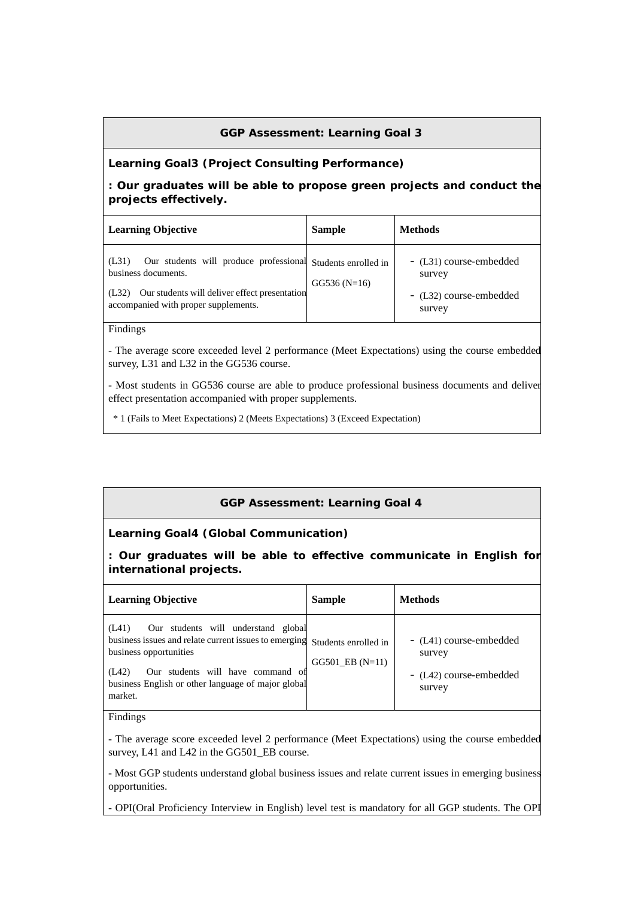## GGP Assessment: Learning Goal 3

**Learning Goal3 (Project Consulting Performance)**

**: Our graduates will be able to propose green projects and conduct the projects effectively.**

| Learning Objective | Sample | Methods |
|---|---|---|
| (L31) Our students will produce professional business documents.<br>(L32) Our students will deliver effect presentation accompanied with proper supplements. | Students enrolled in GG536 (N=16) | - (L31) course-embedded survey<br>- (L32) course-embedded survey |

Findings

- The average score exceeded level 2 performance (Meet Expectations) using the course embedded survey, L31 and L32 in the GG536 course.

- Most students in GG536 course are able to produce professional business documents and deliver effect presentation accompanied with proper supplements.

\* 1 (Fails to Meet Expectations) 2 (Meets Expectations) 3 (Exceed Expectation)

## GGP Assessment: Learning Goal 4

**Learning Goal4 (Global Communication)**

**: Our graduates will be able to effective communicate in English for international projects.**

| Learning Objective | Sample | Methods |
|---|---|---|
| (L41) Our students will understand global business issues and relate current issues to emerging business opportunities<br>(L42) Our students will have command of business English or other language of major global market. | Students enrolled in GG501_EB (N=11) | - (L41) course-embedded survey<br>- (L42) course-embedded survey |

Findings

- The average score exceeded level 2 performance (Meet Expectations) using the course embedded survey, L41 and L42 in the GG501_EB course.

- Most GGP students understand global business issues and relate current issues in emerging business opportunities.

- OPI(Oral Proficiency Interview in English) level test is mandatory for all GGP students. The OPI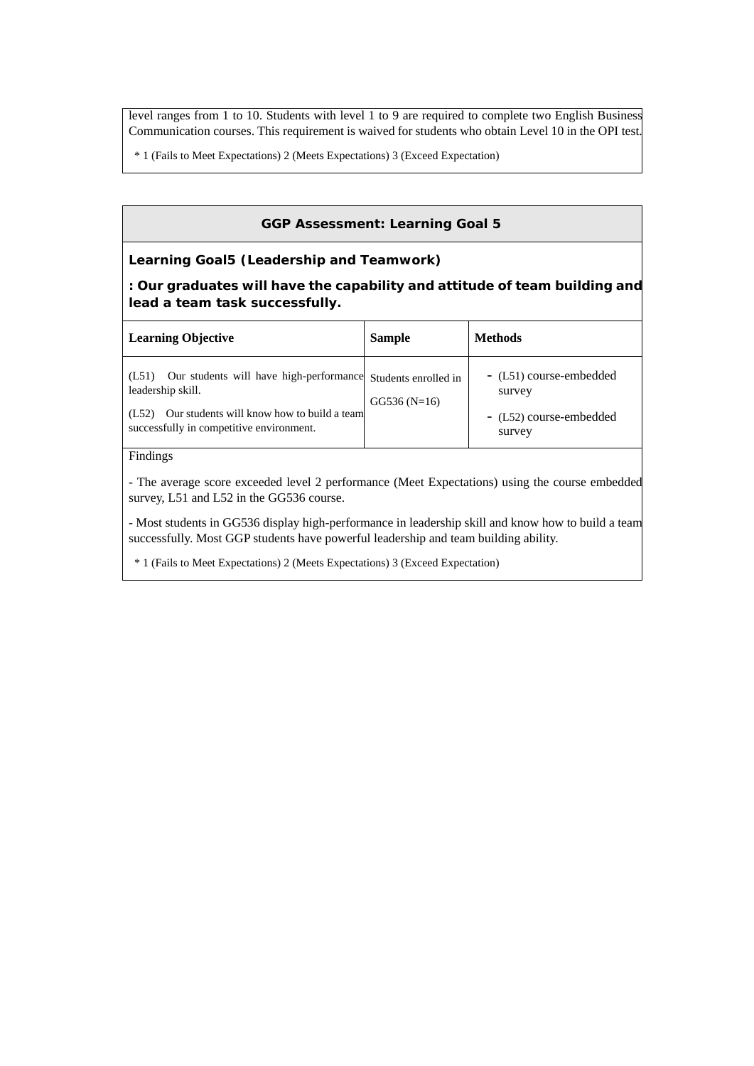level ranges from 1 to 10. Students with level 1 to 9 are required to complete two English Business Communication courses. This requirement is waived for students who obtain Level 10 in the OPI test.

* 1 (Fails to Meet Expectations) 2 (Meets Expectations) 3 (Exceed Expectation)

## GGP Assessment: Learning Goal 5

**Learning Goal5 (Leadership and Teamwork)**

**: Our graduates will have the capability and attitude of team building and lead a team task successfully.**

| Learning Objective | Sample | Methods |
|---|---|---|
| (L51) Our students will have high-performance leadership skill.<br>(L52) Our students will know how to build a team successfully in competitive environment. | Students enrolled in GG536 (N=16) | - (L51) course-embedded survey<br>- (L52) course-embedded survey |

Findings

- The average score exceeded level 2 performance (Meet Expectations) using the course embedded survey, L51 and L52 in the GG536 course.

- Most students in GG536 display high-performance in leadership skill and know how to build a team successfully. Most GGP students have powerful leadership and team building ability.

* 1 (Fails to Meet Expectations) 2 (Meets Expectations) 3 (Exceed Expectation)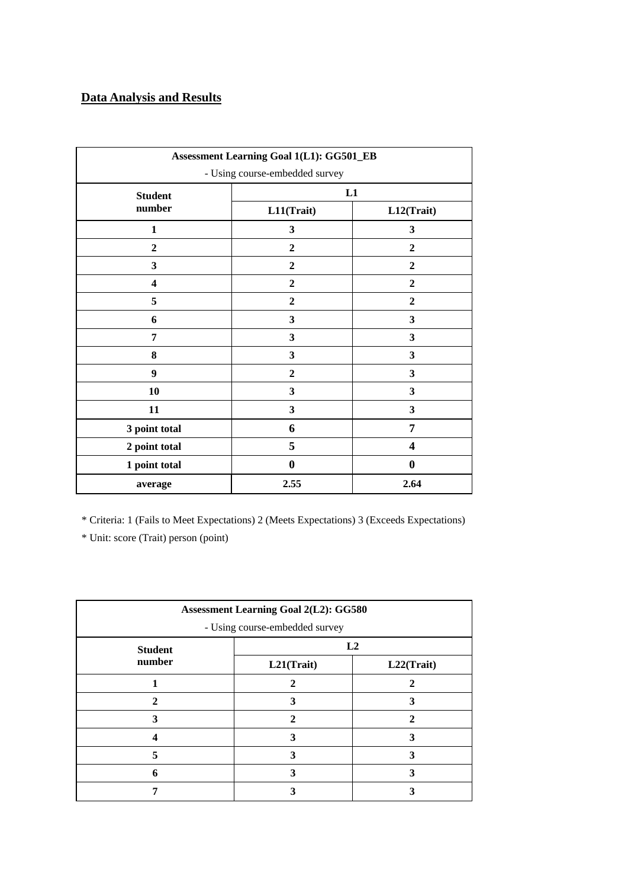## Data Analysis and Results

| Assessment Learning Goal 1(L1): GG501_EB<br>- Using course-embedded survey | | |
|---|---|---|
| **Student number** | **L1** | |
| | **L11(Trait)** | **L12(Trait)** |
| **1** | **3** | **3** |
| **2** | **2** | **2** |
| **3** | **2** | **2** |
| **4** | **2** | **2** |
| **5** | **2** | **2** |
| **6** | **3** | **3** |
| **7** | **3** | **3** |
| **8** | **3** | **3** |
| **9** | **2** | **3** |
| **10** | **3** | **3** |
| **11** | **3** | **3** |
| **3 point total** | **6** | **7** |
| **2 point total** | **5** | **4** |
| **1 point total** | **0** | **0** |
| **average** | **2.55** | **2.64** |

* Criteria: 1 (Fails to Meet Expectations) 2 (Meets Expectations) 3 (Exceeds Expectations)

* Unit: score (Trait) person (point)

| Assessment Learning Goal 2(L2): GG580<br>- Using course-embedded survey | | |
|---|---|---|
| **Student number** | **L2** | |
| | **L21(Trait)** | **L22(Trait)** |
| **1** | **2** | **2** |
| **2** | **3** | **3** |
| **3** | **2** | **2** |
| **4** | **3** | **3** |
| **5** | **3** | **3** |
| **6** | **3** | **3** |
| **7** | **3** | **3** |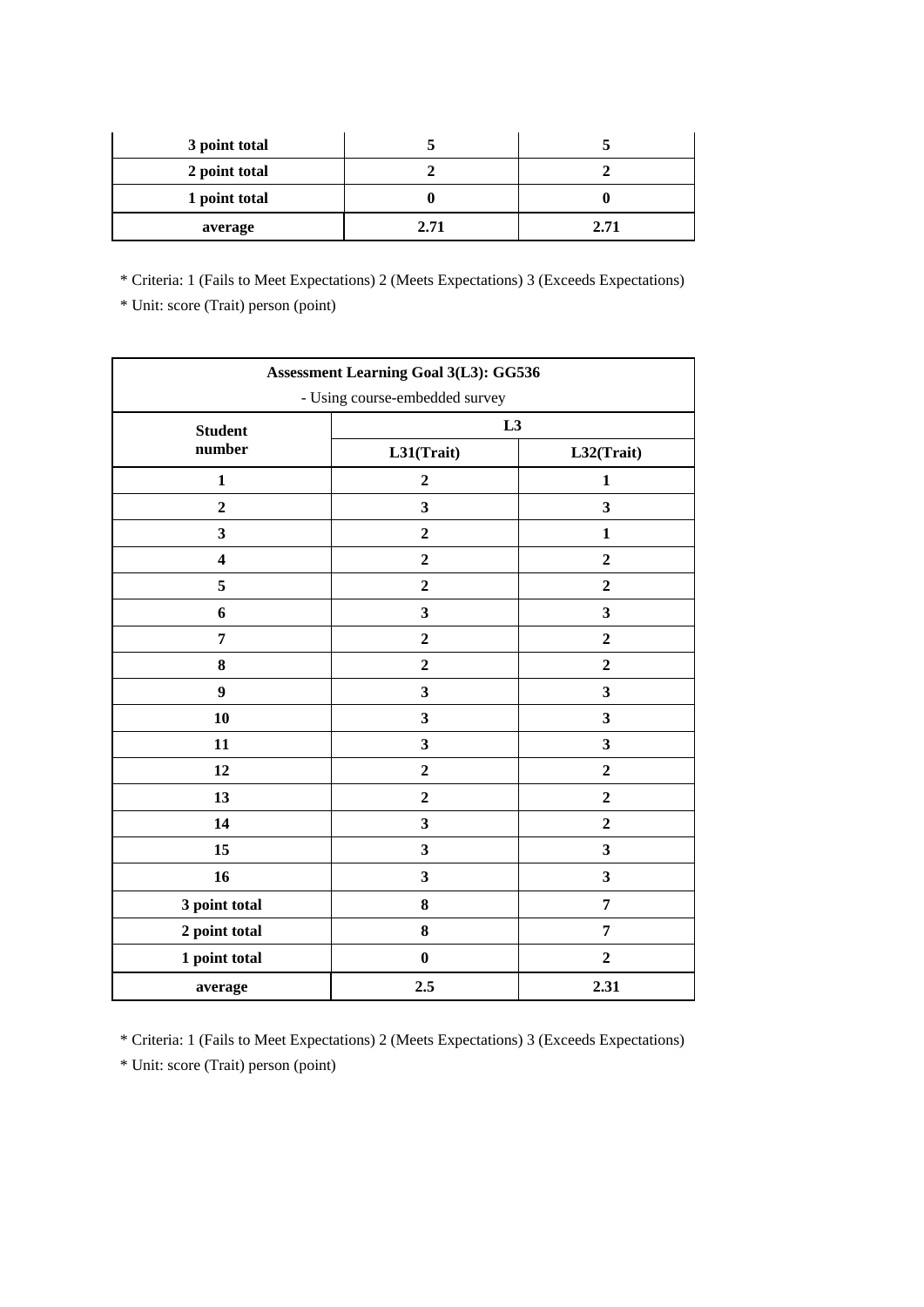| | | |
|---|---|---|
| **3 point total** | **5** | **5** |
| **2 point total** | **2** | **2** |
| **1 point total** | **0** | **0** |
| **average** | **2.71** | **2.71** |

* Criteria: 1 (Fails to Meet Expectations) 2 (Meets Expectations) 3 (Exceeds Expectations)

* Unit: score (Trait) person (point)

| **Assessment Learning Goal 3(L3): GG536**<br>- Using course-embedded survey | | |
|---|---|---|
| **Student number** | **L3** | |
| | **L31(Trait)** | **L32(Trait)** |
| **1** | **2** | **1** |
| **2** | **3** | **3** |
| **3** | **2** | **1** |
| **4** | **2** | **2** |
| **5** | **2** | **2** |
| **6** | **3** | **3** |
| **7** | **2** | **2** |
| **8** | **2** | **2** |
| **9** | **3** | **3** |
| **10** | **3** | **3** |
| **11** | **3** | **3** |
| **12** | **2** | **2** |
| **13** | **2** | **2** |
| **14** | **3** | **2** |
| **15** | **3** | **3** |
| **16** | **3** | **3** |
| **3 point total** | **8** | **7** |
| **2 point total** | **8** | **7** |
| **1 point total** | **0** | **2** |
| **average** | **2.5** | **2.31** |

* Criteria: 1 (Fails to Meet Expectations) 2 (Meets Expectations) 3 (Exceeds Expectations)

* Unit: score (Trait) person (point)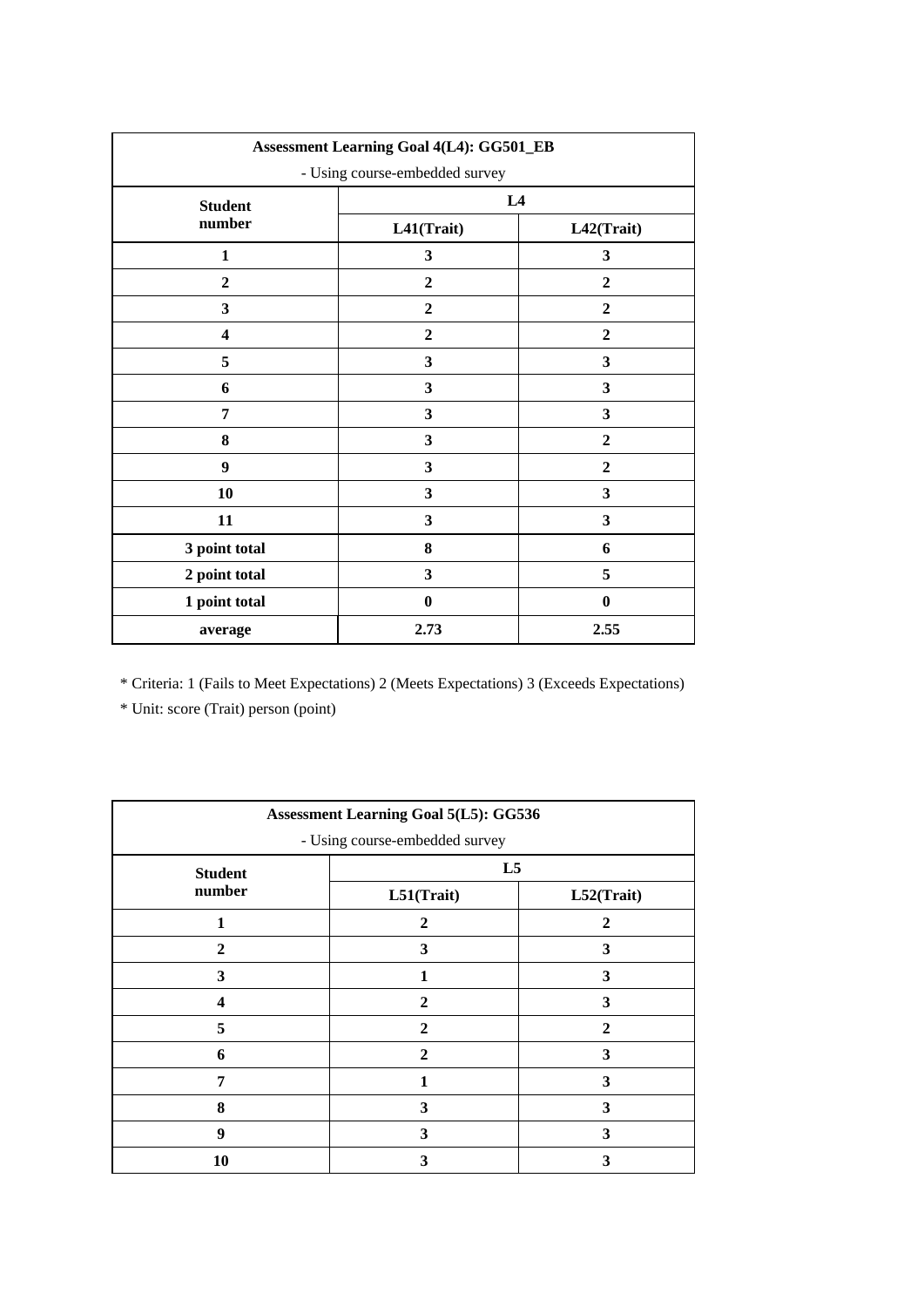| Assessment Learning Goal 4(L4): GG501_EB<br>- Using course-embedded survey | | |
|---|---|---|
| **Student number** | **L4** | |
| | **L41(Trait)** | **L42(Trait)** |
| **1** | **3** | **3** |
| **2** | **2** | **2** |
| **3** | **2** | **2** |
| **4** | **2** | **2** |
| **5** | **3** | **3** |
| **6** | **3** | **3** |
| **7** | **3** | **3** |
| **8** | **3** | **2** |
| **9** | **3** | **2** |
| **10** | **3** | **3** |
| **11** | **3** | **3** |
| **3 point total** | **8** | **6** |
| **2 point total** | **3** | **5** |
| **1 point total** | **0** | **0** |
| **average** | **2.73** | **2.55** |

* Criteria: 1 (Fails to Meet Expectations) 2 (Meets Expectations) 3 (Exceeds Expectations)
* Unit: score (Trait) person (point)

| Assessment Learning Goal 5(L5): GG536<br>- Using course-embedded survey | | |
|---|---|---|
| **Student number** | **L5** | |
| | **L51(Trait)** | **L52(Trait)** |
| **1** | **2** | **2** |
| **2** | **3** | **3** |
| **3** | **1** | **3** |
| **4** | **2** | **3** |
| **5** | **2** | **2** |
| **6** | **2** | **3** |
| **7** | **1** | **3** |
| **8** | **3** | **3** |
| **9** | **3** | **3** |
| **10** | **3** | **3** |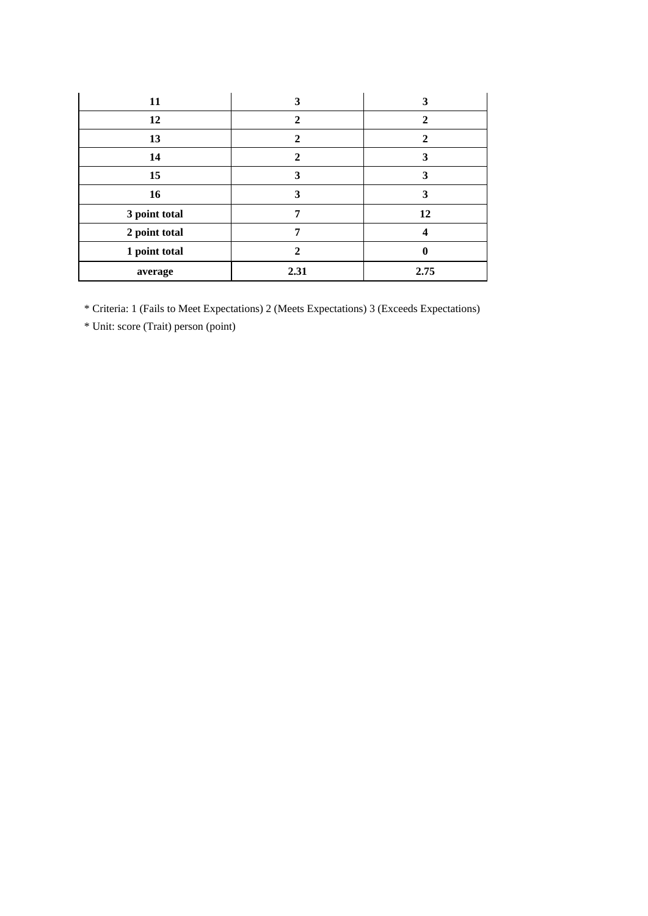| | | |
|---|---|---|
| **11** | **3** | **3** |
| **12** | **2** | **2** |
| **13** | **2** | **2** |
| **14** | **2** | **3** |
| **15** | **3** | **3** |
| **16** | **3** | **3** |
| **3 point total** | **7** | **12** |
| **2 point total** | **7** | **4** |
| **1 point total** | **2** | **0** |
| **average** | **2.31** | **2.75** |

* Criteria: 1 (Fails to Meet Expectations) 2 (Meets Expectations) 3 (Exceeds Expectations)

* Unit: score (Trait) person (point)